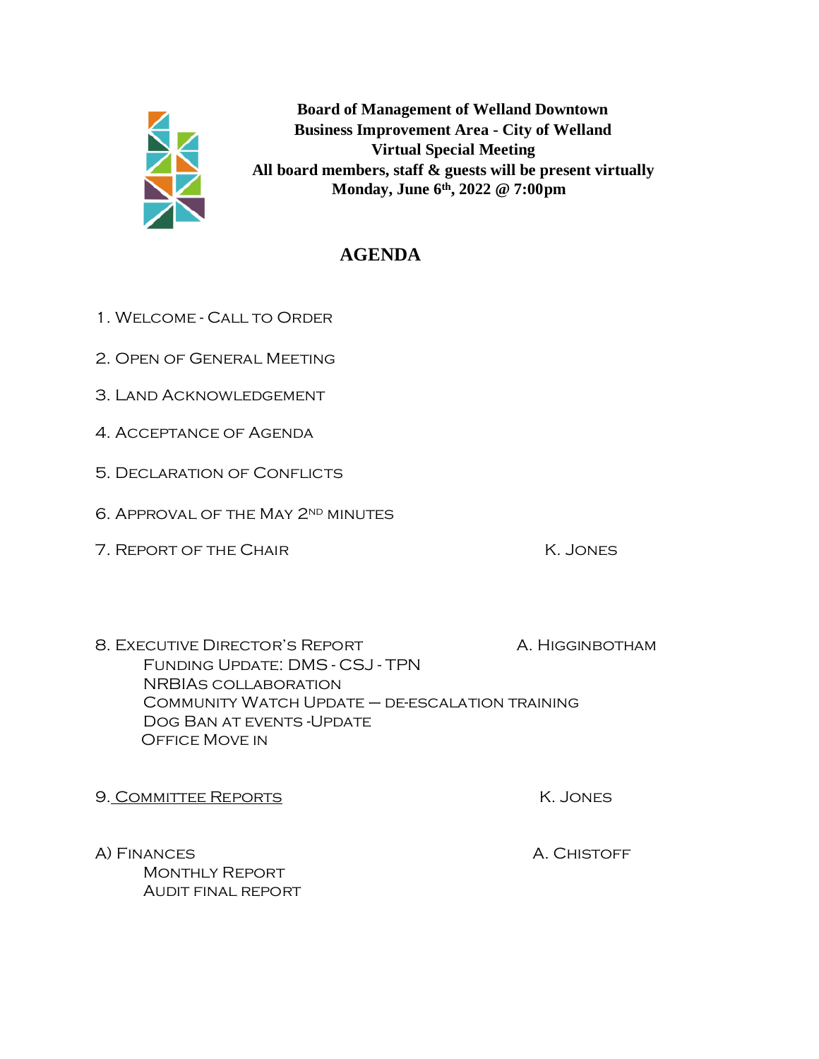**Board of Management of Welland Downtown**
**Business Improvement Area - City of Welland**
**Virtual Special Meeting**
**All board members, staff & guests will be present virtually**
**Monday, June 6th, 2022 @ 7:00pm**

# AGENDA

1. Welcome - Call to Order

2. Open of General Meeting

3. Land Acknowledgement

4. Acceptance of Agenda

5. Declaration of Conflicts

6. Approval of the May 2nd minutes

7. Report of the Chair — K. Jones

8. Executive Director's Report — A. Higginbotham
   - Funding Update: DMS - CSJ - TPN
   - NRBIAs collaboration
   - Community Watch Update – de-escalation training
   - Dog Ban at events -Update
   - Office Move in

9. Committee Reports — K. Jones

A) Finances — A. Chistoff
   - Monthly Report
   - Audit final report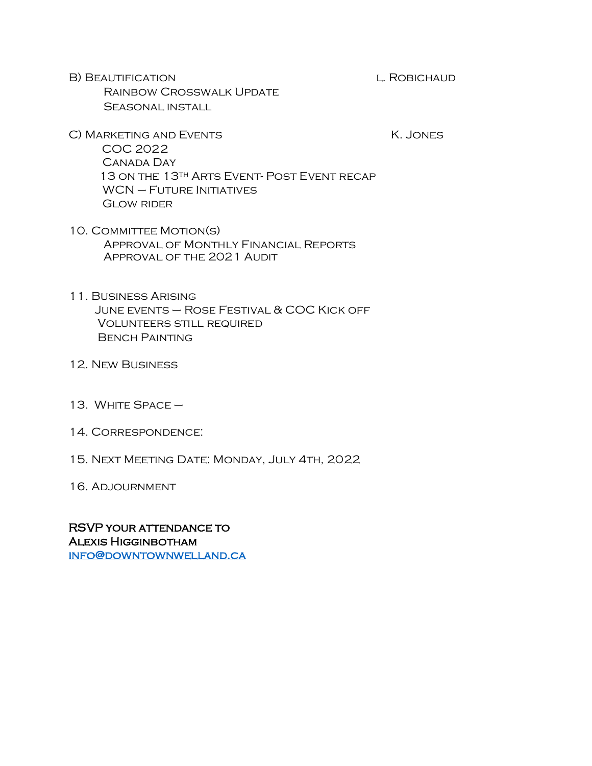B) Beautification L. Robichaud

- Rainbow Crosswalk Update
- Seasonal install

C) Marketing and Events K. Jones

- COC 2022
- Canada Day
- 13 on the 13th Arts Event- Post Event recap
- WCN – Future Initiatives
- Glow rider

10. Committee Motion(s)
    - Approval of Monthly Financial Reports
    - Approval of the 2021 Audit

11. Business Arising
    - June events – Rose Festival & COC Kick off
    - Volunteers still required
    - Bench Painting

12. New Business

13. White Space –

14. Correspondence:

15. Next Meeting Date: Monday, July 4th, 2022

16. Adjournment

**RSVP your attendance to**
**Alexis Higginbotham**
info@downtownwelland.ca